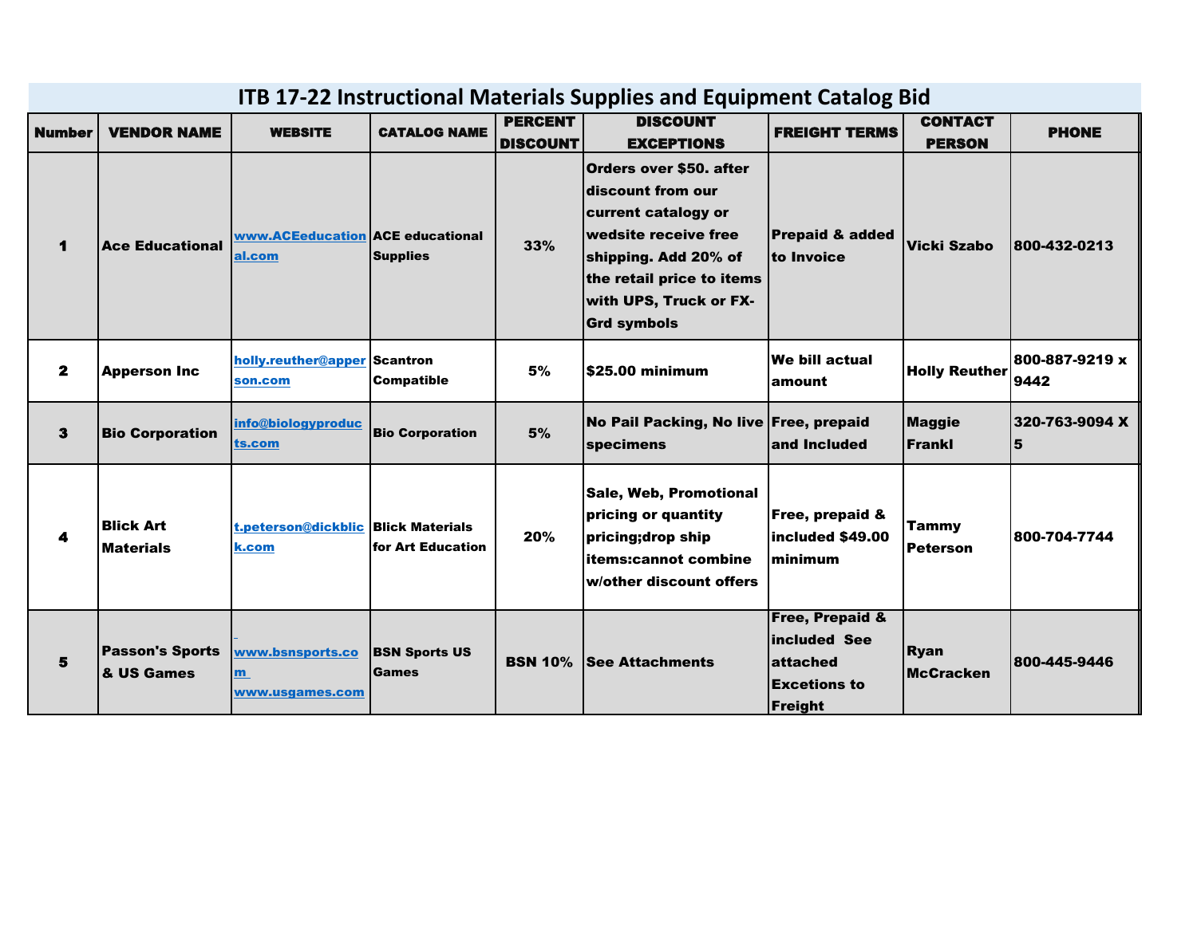# ITB 17-22 Instructional Materials Supplies and Equipment Catalog Bid

| Number | VENDOR NAME | WEBSITE | CATALOG NAME | PERCENT DISCOUNT | DISCOUNT EXCEPTIONS | FREIGHT TERMS | CONTACT PERSON | PHONE |
|---|---|---|---|---|---|---|---|---|
| 1 | Ace Educational | www.ACEeducational.com | ACE educational Supplies | 33% | Orders over $50. after discount from our current catalogy or wedsite receive free shipping. Add 20% of the retail price to items with UPS, Truck or FX-Grd symbols | Prepaid & added to Invoice | Vicki Szabo | 800-432-0213 |
| 2 | Apperson Inc | holly.reuther@apperson.com | Scantron Compatible | 5% | $25.00 minimum | We bill actual amount | Holly Reuther | 800-887-9219 x 9442 |
| 3 | Bio Corporation | info@biologyproducts.com | Bio Corporation | 5% | No Pail Packing, No live specimens | Free, prepaid and Included | Maggie Frankl | 320-763-9094 X 5 |
| 4 | Blick Art Materials | t.peterson@dickblick.com | Blick Materials for Art Education | 20% | Sale, Web, Promotional pricing or quantity pricing;drop ship items:cannot combine w/other discount offers | Free, prepaid & included $49.00 minimum | Tammy Peterson | 800-704-7744 |
| 5 | Passon's Sports & US Games | www.bsnsports.com www.usgames.com | BSN Sports US Games | BSN 10% | See Attachments | Free, Prepaid & included See attached Excetions to Freight | Ryan McCracken | 800-445-9446 |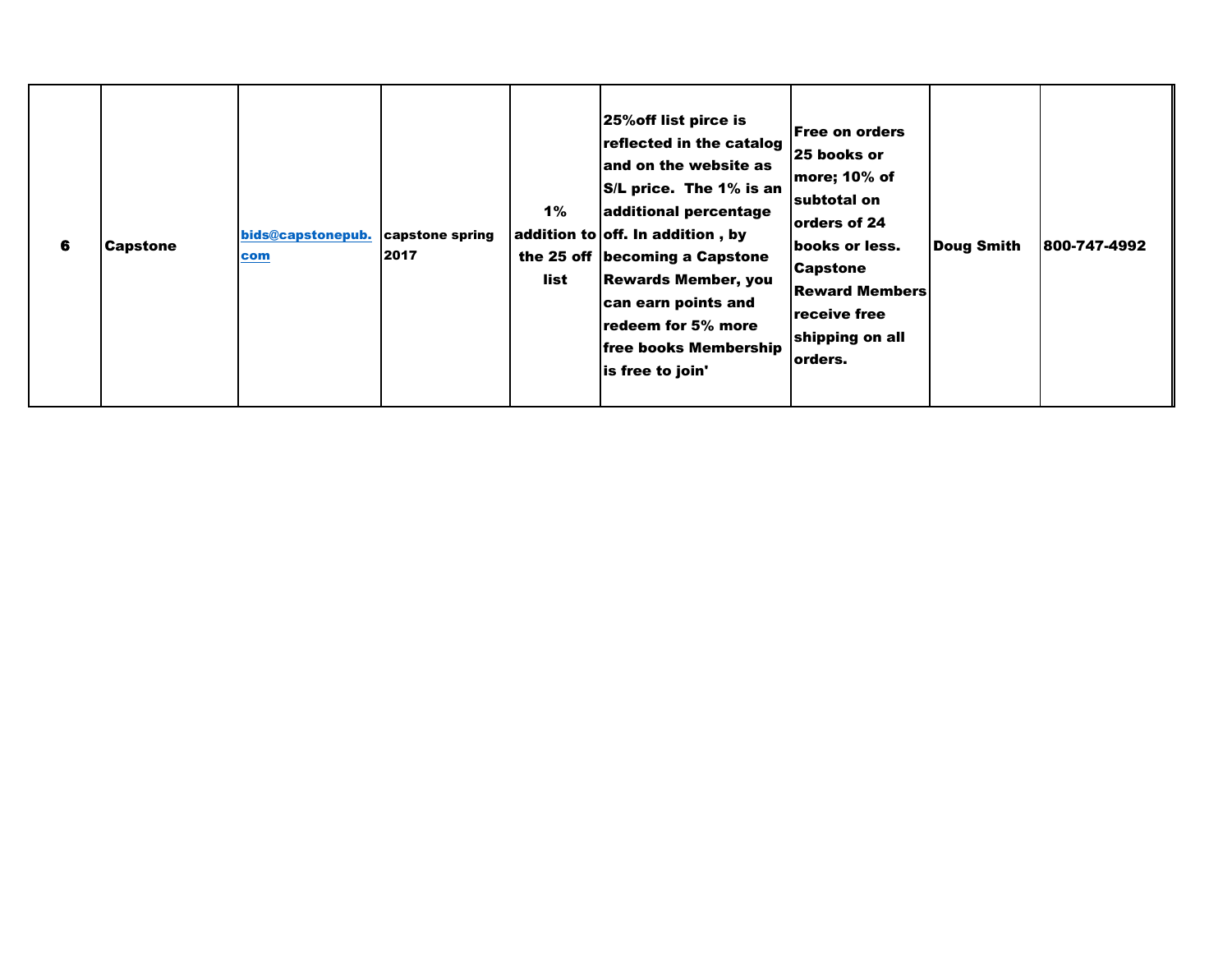| | | | | | | | | |
|---|---|---|---|---|---|---|---|---|
| **6** | **Capstone** | **bids@capstonepub.com** | **capstone spring 2017** | **1% addition to the 25 off list** | **25%off list pirce is reflected in the catalog and on the website as S/L price. The 1% is an additional percentage off. In addition , by becoming a Capstone Rewards Member, you can earn points and redeem for 5% more free books Membership is free to join'** | **Free on orders 25 books or more; 10% of subtotal on orders of 24 books or less. Capstone Reward Members receive free shipping on all orders.** | **Doug Smith** | **800-747-4992** |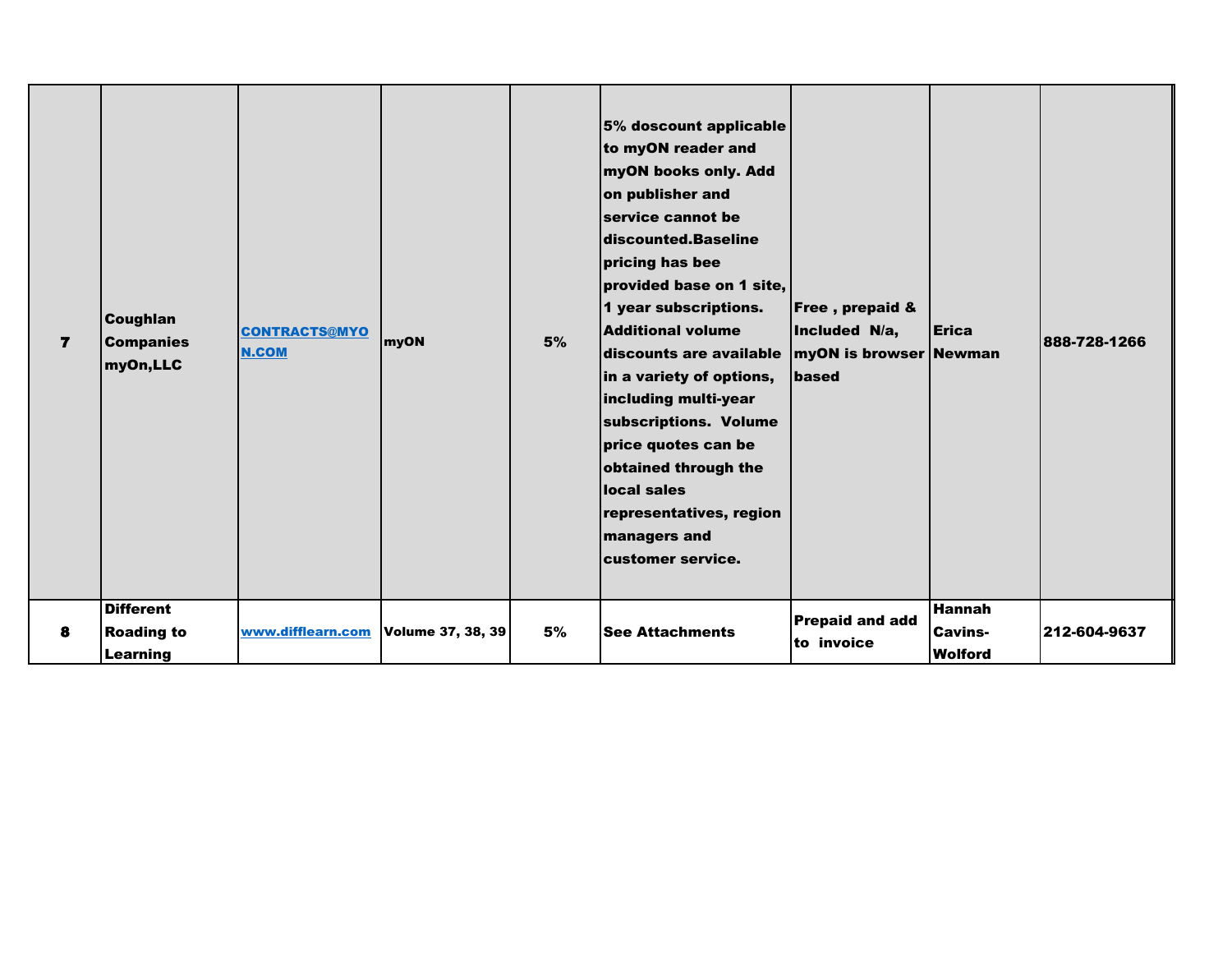| | | | | | | | | |
|---|---|---|---|---|---|---|---|---|
| **7** | **Coughlan Companies myOn,LLC** | **CONTRACTS@MYON.COM** | **myON** | **5%** | **5% doscount applicable to myON reader and myON books only. Add on publisher and service cannot be discounted.Baseline pricing has bee provided base on 1 site, 1 year subscriptions. Additional volume discounts are available in a variety of options, including multi-year subscriptions. Volume price quotes can be obtained through the local sales representatives, region managers and customer service.** | **Free , prepaid & Included N/a, myON is browser based** | **Erica Newman** | **888-728-1266** |
| **8** | **Different Roading to Learning** | **www.difflearn.com** | **Volume 37, 38, 39** | **5%** | **See Attachments** | **Prepaid and add to invoice** | **Hannah Cavins-Wolford** | **212-604-9637** |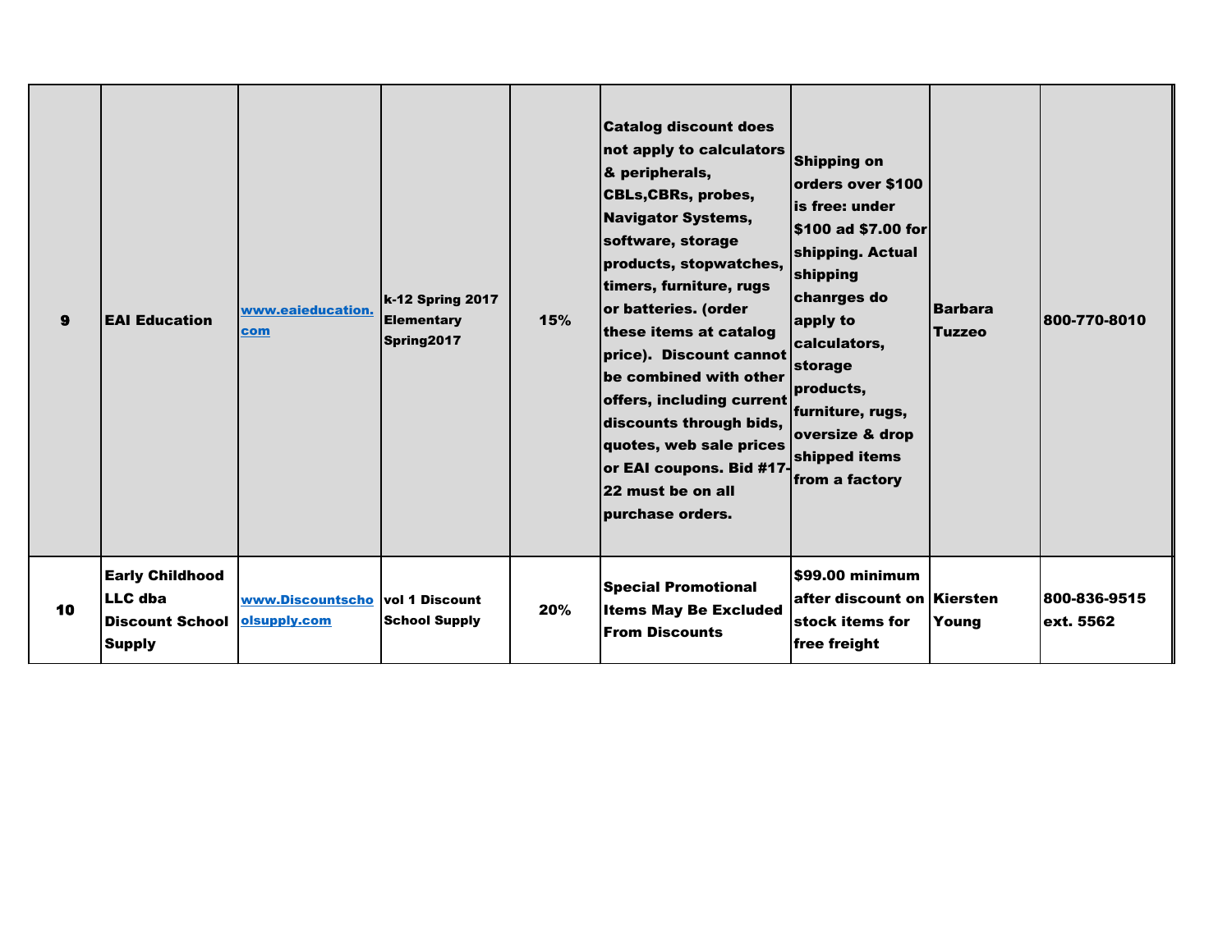| | | | | | | | | |
|---|---|---|---|---|---|---|---|---|
| **9** | **EAI Education** | **www.eaieducation.com** | **k-12 Spring 2017 Elementary Spring2017** | **15%** | **Catalog discount does not apply to calculators & peripherals, CBLs,CBRs, probes, Navigator Systems, software, storage products, stopwatches, timers, furniture, rugs or batteries. (order these items at catalog price). Discount cannot be combined with other offers, including current discounts through bids, quotes, web sale prices or EAI coupons. Bid #17-22 must be on all purchase orders.** | **Shipping on orders over $100 is free: under $100 ad $7.00 for shipping. Actual shipping chanrges do apply to calculators, storage products, furniture, rugs, oversize & drop shipped items from a factory** | **Barbara Tuzzeo** | **800-770-8010** |
| **10** | **Early Childhood LLC dba Discount School Supply** | **www.Discountschoolsupply.com** | **vol 1 Discount School Supply** | **20%** | **Special Promotional Items May Be Excluded From Discounts** | **$99.00 minimum after discount on stock items for free freight** | **Kiersten Young** | **800-836-9515 ext. 5562** |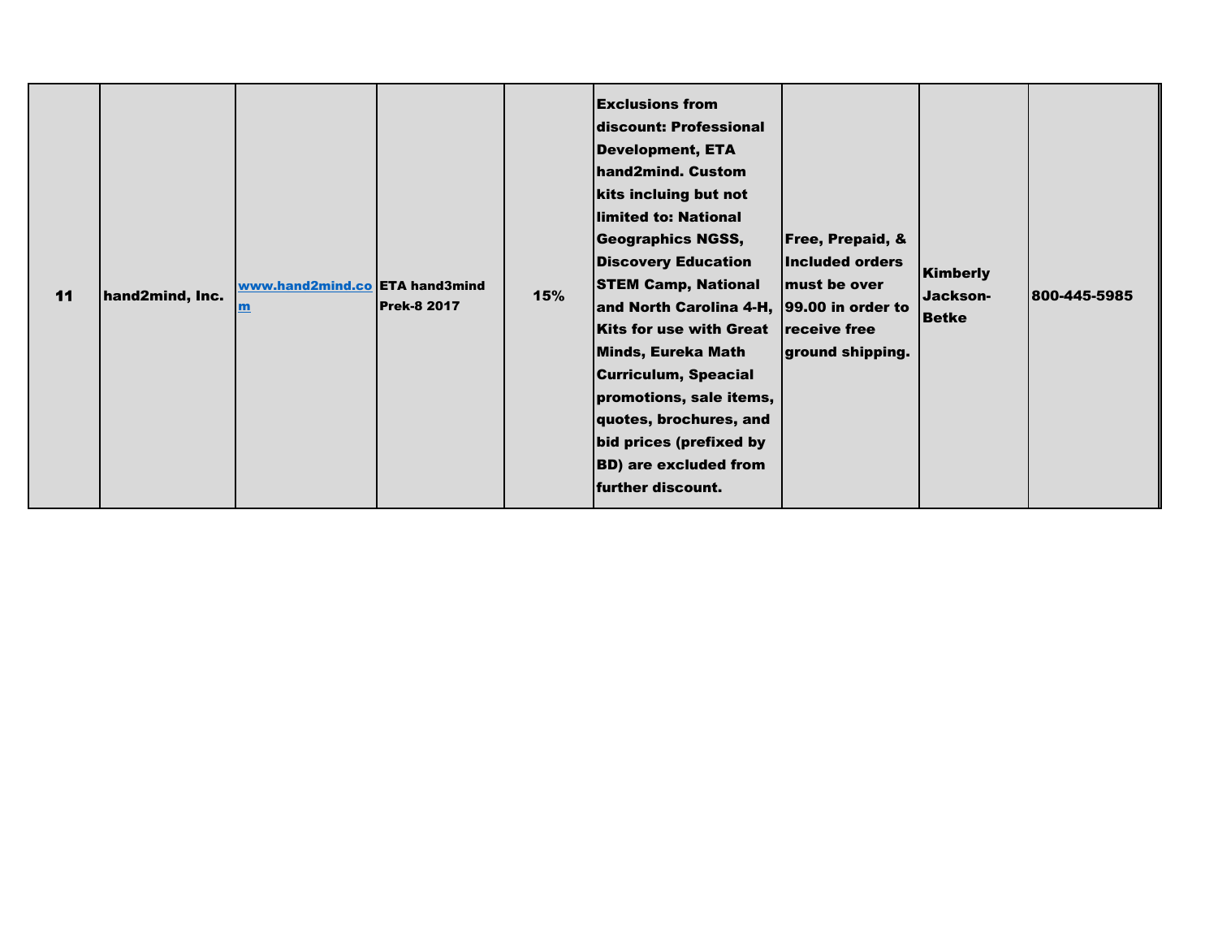| | | | | | | | | |
|---|---|---|---|---|---|---|---|---|
| **11** | **hand2mind, Inc.** | **www.hand2mind.com** | **ETA hand3mind Prek-8 2017** | **15%** | **Exclusions from discount: Professional Development, ETA hand2mind. Custom kits incluing but not limited to: National Geographics NGSS, Discovery Education STEM Camp, National and North Carolina 4-H, Kits for use with Great Minds, Eureka Math Curriculum, Speacial promotions, sale items, quotes, brochures, and bid prices (prefixed by BD) are excluded from further discount.** | **Free, Prepaid, & Included orders must be over 99.00 in order to receive free ground shipping.** | **Kimberly Jackson-Betke** | **800-445-5985** |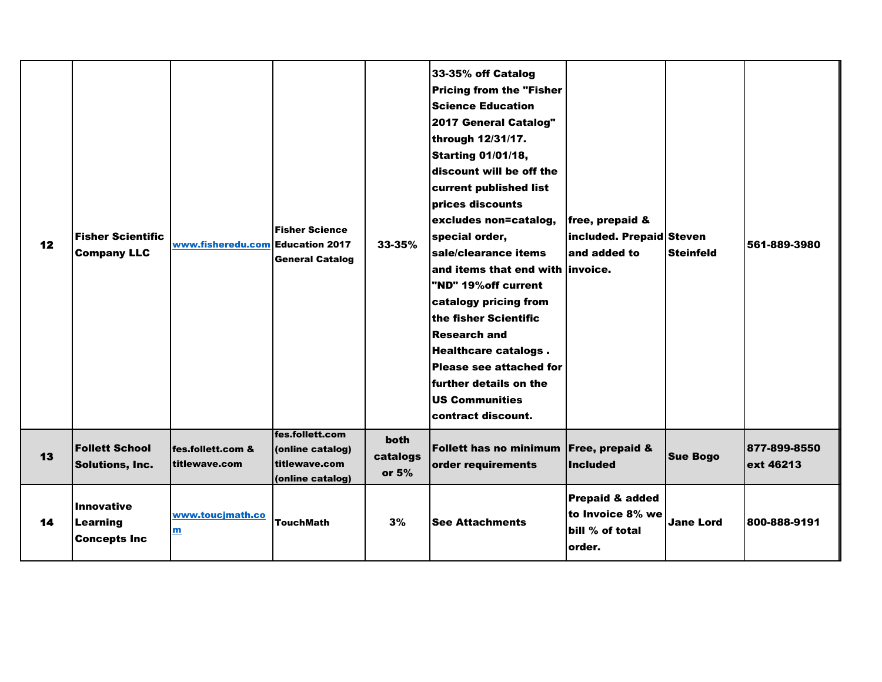| 12 | Fisher Scientific Company LLC | www.fisheredu.com | Fisher Science Education 2017 General Catalog | 33-35% | 33-35% off Catalog Pricing from the "Fisher Science Education 2017 General Catalog" through 12/31/17. Starting 01/01/18, discount will be off the current published list prices discounts excludes non=catalog, special order, sale/clearance items and items that end with "ND" 19%off current catalogy pricing from the fisher Scientific Research and Healthcare catalogs . Please see attached for further details on the US Communities contract discount. | free, prepaid & included. Prepaid and added to invoice. | Steven Steinfeld | 561-889-3980 |
|---|---|---|---|---|---|---|---|---|
| 13 | Follett School Solutions, Inc. | fes.follett.com & titlewave.com | fes.follett.com (online catalog) titlewave.com (online catalog) | both catalogs or 5% | Follett has no minimum order requirements | Free, prepaid & Included | Sue Bogo | 877-899-8550 ext 46213 |
| 14 | Innovative Learning Concepts Inc | www.toucjmath.com | TouchMath | 3% | See Attachments | Prepaid & added to Invoice 8% we bill % of total order. | Jane Lord | 800-888-9191 |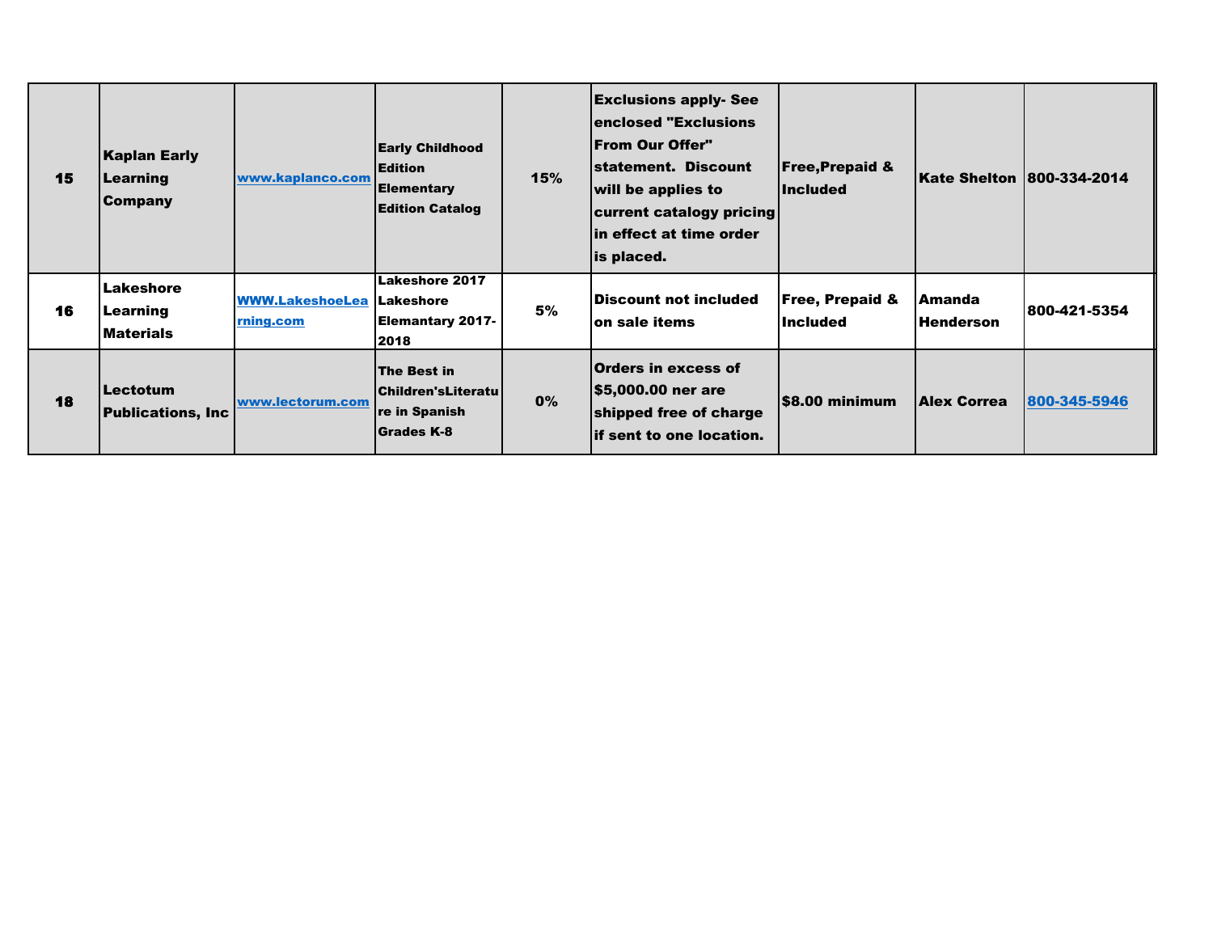| | | | | | | | | |
|---|---|---|---|---|---|---|---|---|
| 15 | Kaplan Early Learning Company | www.kaplanco.com | Early Childhood Edition Elementary Edition Catalog | 15% | Exclusions apply- See enclosed "Exclusions From Our Offer" statement. Discount will be applies to current catalogy pricing in effect at time order is placed. | Free,Prepaid & Included | Kate Shelton | 800-334-2014 |
| 16 | Lakeshore Learning Materials | WWW.LakeshoeLearning.com | Lakeshore 2017 Lakeshore Elemantary 2017-2018 | 5% | Discount not included on sale items | Free, Prepaid & Included | Amanda Henderson | 800-421-5354 |
| 18 | Lectotum Publications, Inc | www.lectorum.com | The Best in Children'sLiterature in Spanish Grades K-8 | 0% | Orders in excess of $5,000.00 ner are shipped free of charge if sent to one location. | $8.00 minimum | Alex Correa | 800-345-5946 |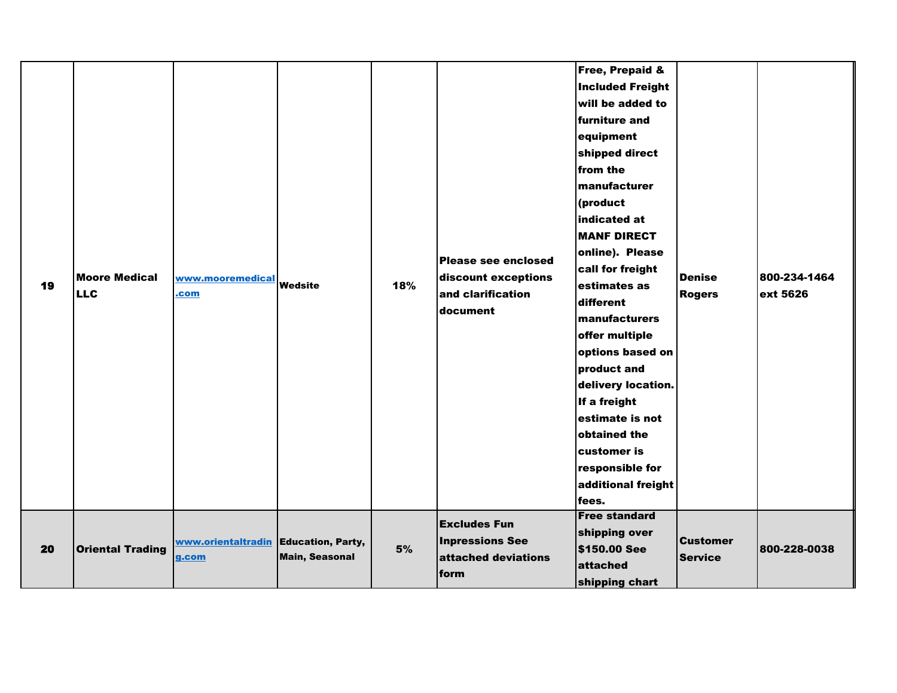| | | | | | | | | |
|---|---|---|---|---|---|---|---|---|
| **19** | **Moore Medical LLC** | **www.mooremedical.com** | **Wedsite** | **18%** | **Please see enclosed discount exceptions and clarification document** | **Free, Prepaid & Included Freight will be added to furniture and equipment shipped direct from the manufacturer (product indicated at MANF DIRECT online). Please call for freight estimates as different manufacturers offer multiple options based on product and delivery location. If a freight estimate is not obtained the customer is responsible for additional freight fees.** | **Denise Rogers** | **800-234-1464 ext 5626** |
| **20** | **Oriental Trading** | **www.orientaltrading.com** | **Education, Party, Main, Seasonal** | **5%** | **Excludes Fun Inpressions See attached deviations form** | **Free standard shipping over $150.00 See attached shipping chart** | **Customer Service** | **800-228-0038** |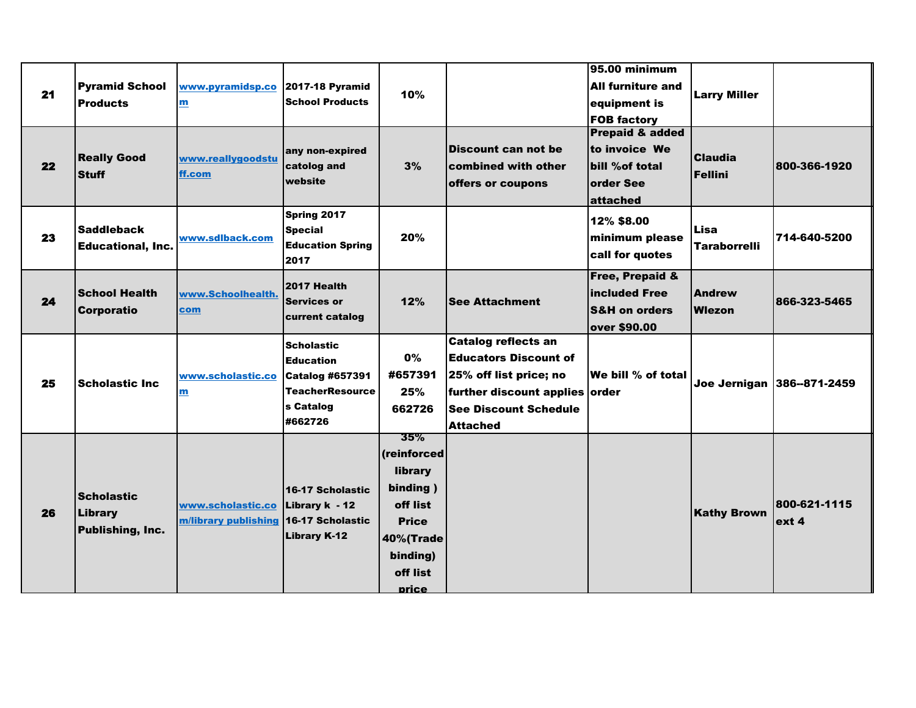| | | | | | | | | |
|---|---|---|---|---|---|---|---|---|
| **21** | **Pyramid School Products** | **www.pyramidsp.com** | **2017-18 Pyramid School Products** | **10%** | | **95.00 minimum All furniture and equipment is FOB factory** | **Larry Miller** | |
| **22** | **Really Good Stuff** | **www.reallygoodstuff.com** | **any non-expired catolog and website** | **3%** | **Discount can not be combined with other offers or coupons** | **Prepaid & added to invoice We bill %of total order See attached** | **Claudia Fellini** | **800-366-1920** |
| **23** | **Saddleback Educational, Inc.** | **www.sdlback.com** | **Spring 2017 Special Education Spring 2017** | **20%** | | **12% $8.00 minimum please call for quotes** | **Lisa Taraborrelli** | **714-640-5200** |
| **24** | **School Health Corporatio** | **www.Schoolhealth.com** | **2017 Health Services or current catalog** | **12%** | **See Attachment** | **Free, Prepaid & included Free S&H on orders over $90.00** | **Andrew Wlezon** | **866-323-5465** |
| **25** | **Scholastic Inc** | **www.scholastic.com** | **Scholastic Education Catalog #657391 TeacherResources Catalog #662726** | **0% #657391 25% 662726** | **Catalog reflects an Educators Discount of 25% off list price; no further discount applies See Discount Schedule Attached** | **We bill % of total order** | **Joe Jernigan** | **386--871-2459** |
| **26** | **Scholastic Library Publishing, Inc.** | **www.scholastic.com/library publishing** | **16-17 Scholastic Library k - 12 16-17 Scholastic Library K-12** | **35% (reinforced library binding ) off list Price 40%(Trade binding) off list price** | | | **Kathy Brown** | **800-621-1115 ext 4** |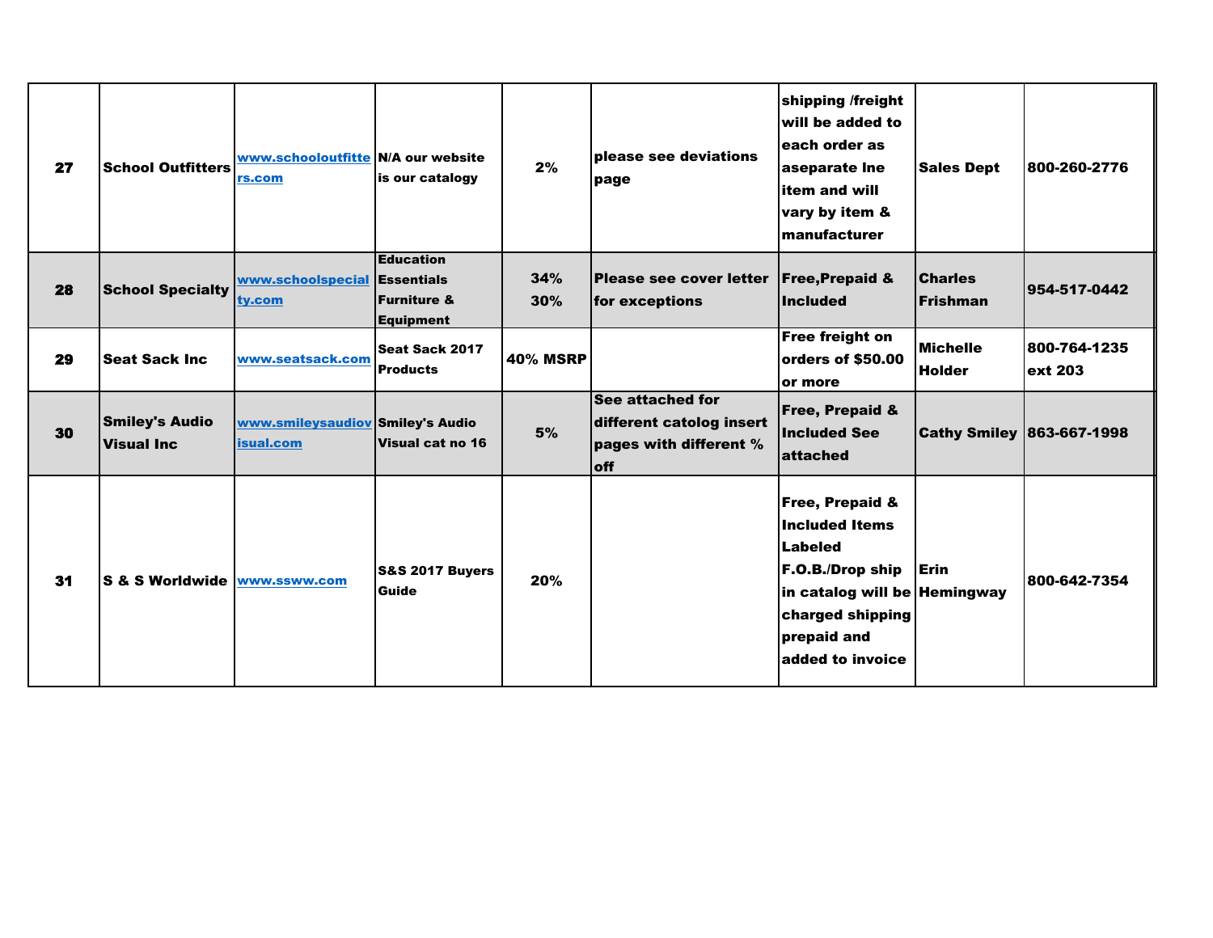| | | | | | | | | |
|---|---|---|---|---|---|---|---|---|
| 27 | School Outfitters | www.schooloutfitters.com | N/A our website is our catalogy | 2% | please see deviations page | shipping /freight will be added to each order as aseparate lne item and will vary by item & manufacturer | Sales Dept | 800-260-2776 |
| 28 | School Specialty | www.schoolspecialty.com | Education Essentials Furniture & Equipment | 34% 30% | Please see cover letter for exceptions | Free,Prepaid & Included | Charles Frishman | 954-517-0442 |
| 29 | Seat Sack Inc | www.seatsack.com | Seat Sack 2017 Products | 40% MSRP | | Free freight on orders of $50.00 or more | Michelle Holder | 800-764-1235 ext 203 |
| 30 | Smiley's Audio Visual Inc | www.smileysaudiovisual.com | Smiley's Audio Visual cat no 16 | 5% | See attached for different catolog insert pages with different % off | Free, Prepaid & Included See attached | Cathy Smiley | 863-667-1998 |
| 31 | S & S Worldwide | www.ssww.com | S&S 2017 Buyers Guide | 20% | | Free, Prepaid & Included Items Labeled F.O.B./Drop ship in catalog will be charged shipping prepaid and added to invoice | Erin Hemingway | 800-642-7354 |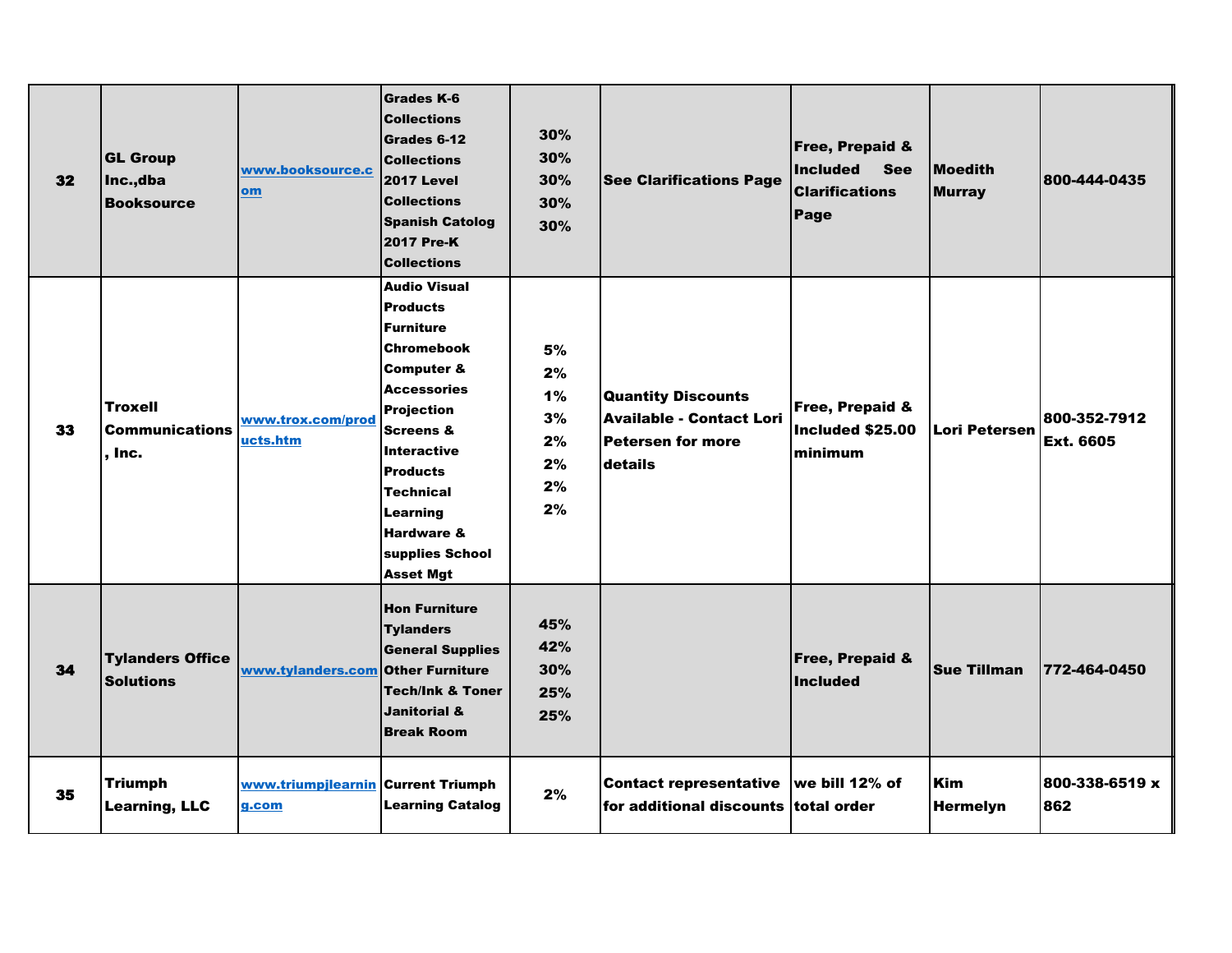| 32 | GL Group Inc.,dba Booksource | www.booksource.com | Grades K-6 Collections<br>Grades 6-12 Collections<br>2017 Level Collections<br>Spanish Catolog<br>2017 Pre-K Collections | 30%<br>30%<br>30%<br>30%<br>30% | See Clarifications Page | Free, Prepaid & Included See Clarifications Page | Moedith Murray | 800-444-0435 |
|---|---|---|---|---|---|---|---|---|
| 33 | Troxell Communications, Inc. | www.trox.com/products.htm | Audio Visual Products<br>Furniture<br>Chromebook<br>Computer & Accessories<br>Projection Screens &<br>Interactive Products<br>Technical Learning<br>Hardware & supplies School Asset Mgt | 5%<br>2%<br>1%<br>3%<br>2%<br>2%<br>2%<br>2% | Quantity Discounts Available - Contact Lori Petersen for more details | Free, Prepaid & Included $25.00 minimum | Lori Petersen | 800-352-7912 Ext. 6605 |
| 34 | Tylanders Office Solutions | www.tylanders.com | Hon Furniture<br>Tylanders General Supplies<br>Other Furniture<br>Tech/Ink & Toner<br>Janitorial & Break Room | 45%<br>42%<br>30%<br>25%<br>25% | | Free, Prepaid & Included | Sue Tillman | 772-464-0450 |
| 35 | Triumph Learning, LLC | www.triumpjlearning.com | Current Triumph Learning Catalog | 2% | Contact representative for additional discounts | we bill 12% of total order | Kim Hermelyn | 800-338-6519 x 862 |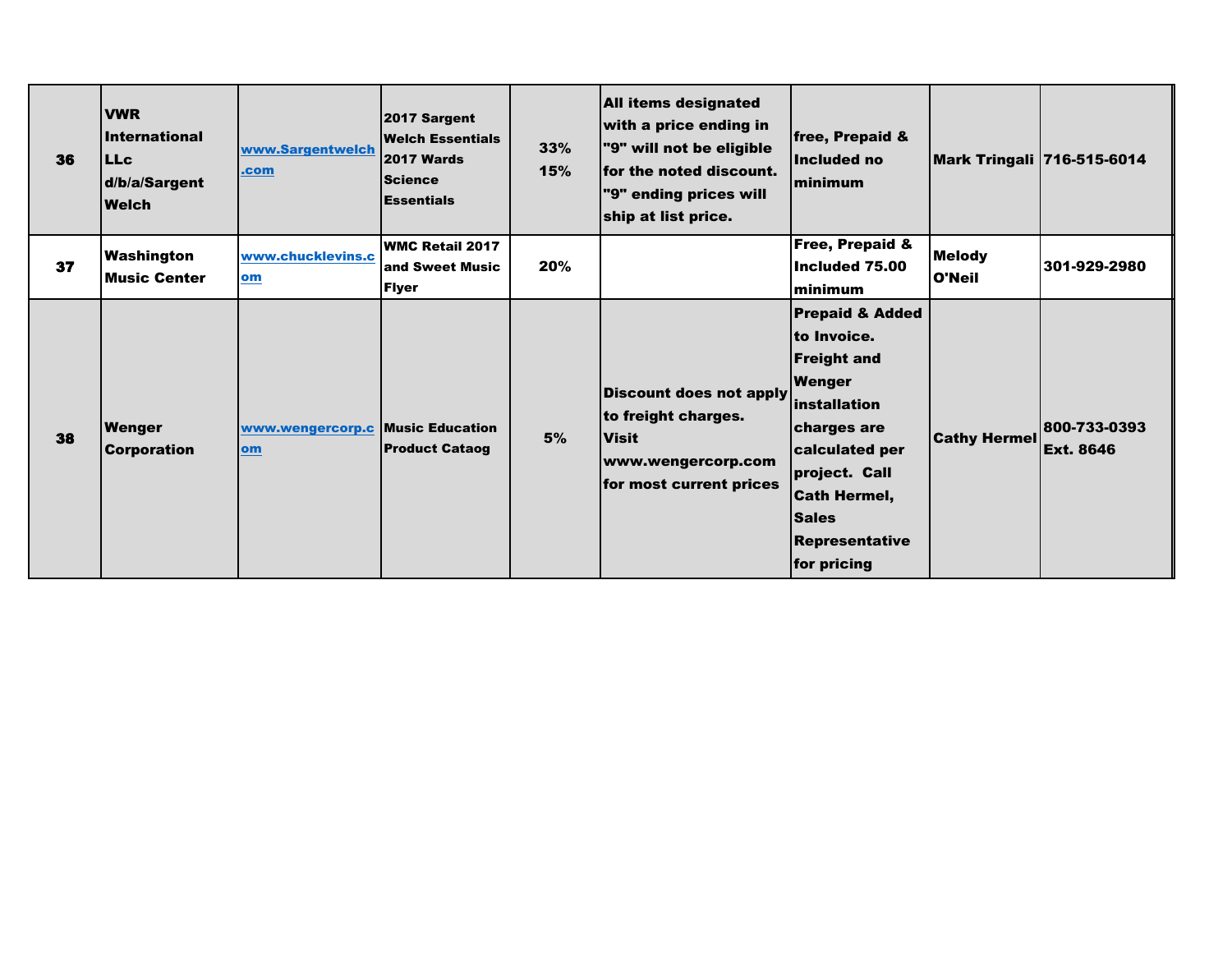| | | | | | | | | |
|---|---|---|---|---|---|---|---|---|
| 36 | VWR International LLc d/b/a/Sargent Welch | www.Sargentwelch.com | 2017 Sargent Welch Essentials 2017 Wards Science Essentials | 33% 15% | All items designated with a price ending in "9" will not be eligible for the noted discount. "9" ending prices will ship at list price. | free, Prepaid & Included no minimum | Mark Tringali | 716-515-6014 |
| 37 | Washington Music Center | www.chucklevins.com | WMC Retail 2017 and Sweet Music Flyer | 20% | | Free, Prepaid & Included 75.00 minimum | Melody O'Neil | 301-929-2980 |
| 38 | Wenger Corporation | www.wengercorp.com | Music Education Product Cataog | 5% | Discount does not apply to freight charges. Visit www.wengercorp.com for most current prices | Prepaid & Added to Invoice. Freight and Wenger installation charges are calculated per project. Call Cath Hermel, Sales Representative for pricing | Cathy Hermel | 800-733-0393 Ext. 8646 |